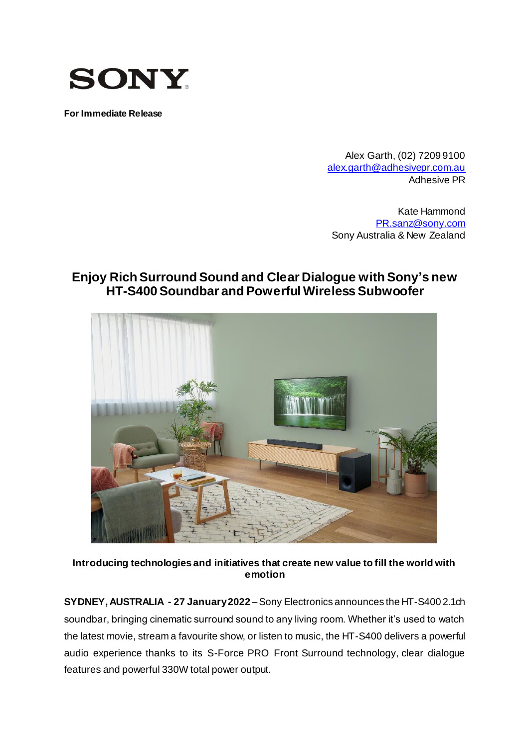**SONY**

**For Immediate Release**

Alex Garth, (02) 7209 9100
alex.garth@adhesivepr.com.au
Adhesive PR

Kate Hammond
PR.sanz@sony.com
Sony Australia & New Zealand

## Enjoy Rich Surround Sound and Clear Dialogue with Sony's new HT-S400 Soundbar and Powerful Wireless Subwoofer

**Introducing technologies and initiatives that create new value to fill the world with emotion**

**SYDNEY, AUSTRALIA - 27 January 2022** – Sony Electronics announces the HT-S400 2.1ch soundbar, bringing cinematic surround sound to any living room. Whether it's used to watch the latest movie, stream a favourite show, or listen to music, the HT-S400 delivers a powerful audio experience thanks to its S-Force PRO Front Surround technology, clear dialogue features and powerful 330W total power output.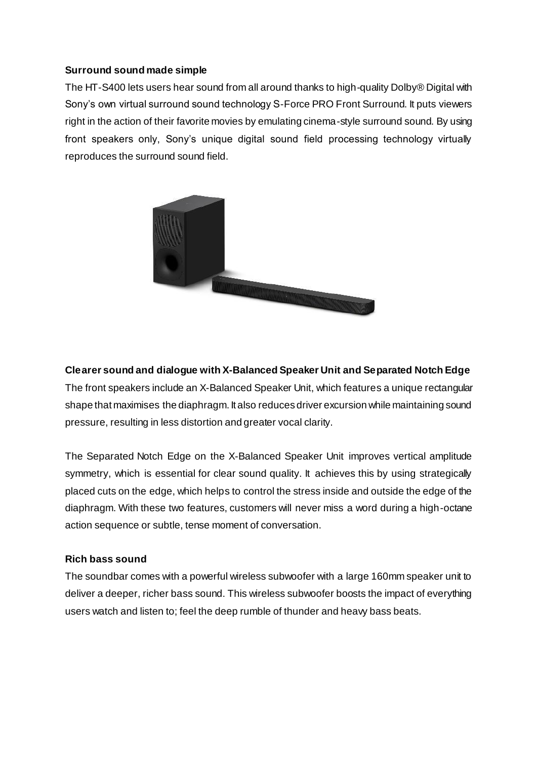**Surround sound made simple**

The HT-S400 lets users hear sound from all around thanks to high-quality Dolby® Digital with Sony's own virtual surround sound technology S-Force PRO Front Surround. It puts viewers right in the action of their favorite movies by emulating cinema-style surround sound. By using front speakers only, Sony's unique digital sound field processing technology virtually reproduces the surround sound field.

**Clearer sound and dialogue with X-Balanced Speaker Unit and Separated Notch Edge**

The front speakers include an X-Balanced Speaker Unit, which features a unique rectangular shape that maximises the diaphragm. It also reduces driver excursion while maintaining sound pressure, resulting in less distortion and greater vocal clarity.

The Separated Notch Edge on the X-Balanced Speaker Unit improves vertical amplitude symmetry, which is essential for clear sound quality. It achieves this by using strategically placed cuts on the edge, which helps to control the stress inside and outside the edge of the diaphragm. With these two features, customers will never miss a word during a high-octane action sequence or subtle, tense moment of conversation.

**Rich bass sound**

The soundbar comes with a powerful wireless subwoofer with a large 160mm speaker unit to deliver a deeper, richer bass sound. This wireless subwoofer boosts the impact of everything users watch and listen to; feel the deep rumble of thunder and heavy bass beats.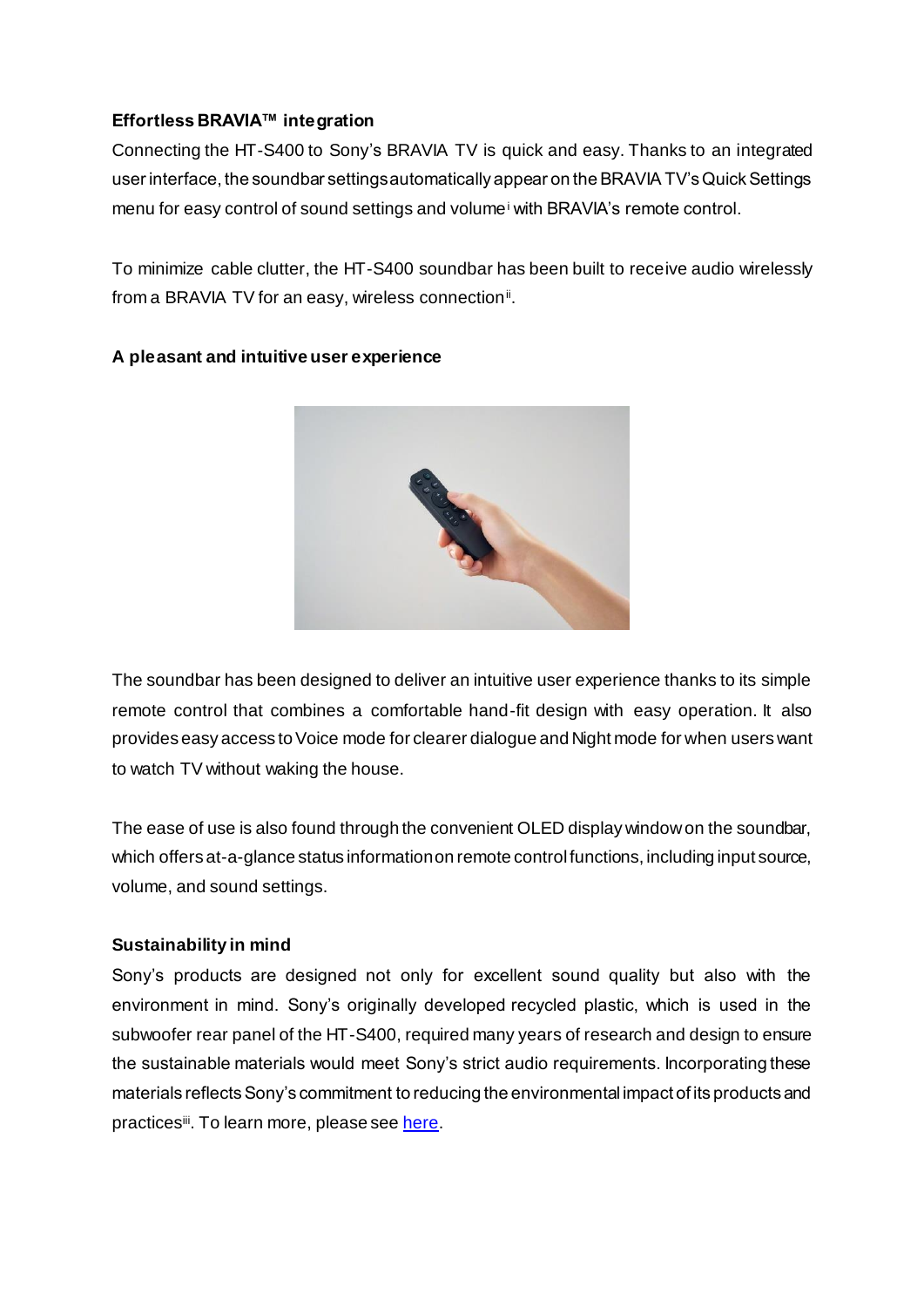**Effortless BRAVIA™ integration**

Connecting the HT-S400 to Sony's BRAVIA TV is quick and easy. Thanks to an integrated user interface, the soundbar settings automatically appear on the BRAVIA TV's Quick Settings menu for easy control of sound settings and volume[i] with BRAVIA's remote control.

To minimize cable clutter, the HT-S400 soundbar has been built to receive audio wirelessly from a BRAVIA TV for an easy, wireless connection[ii].

**A pleasant and intuitive user experience**

The soundbar has been designed to deliver an intuitive user experience thanks to its simple remote control that combines a comfortable hand-fit design with easy operation. It also provides easy access to Voice mode for clearer dialogue and Night mode for when users want to watch TV without waking the house.

The ease of use is also found through the convenient OLED display window on the soundbar, which offers at-a-glance status information on remote control functions, including input source, volume, and sound settings.

**Sustainability in mind**

Sony's products are designed not only for excellent sound quality but also with the environment in mind. Sony's originally developed recycled plastic, which is used in the subwoofer rear panel of the HT-S400, required many years of research and design to ensure the sustainable materials would meet Sony's strict audio requirements. Incorporating these materials reflects Sony's commitment to reducing the environmental impact of its products and practices[iii]. To learn more, please see here.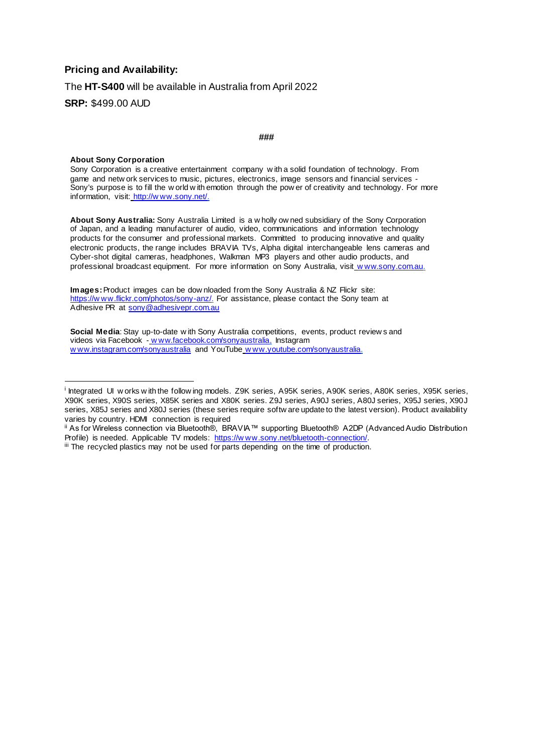## Pricing and Availability:

The **HT-S400** will be available in Australia from April 2022

**SRP:** $499.00 AUD

###

**About Sony Corporation**
Sony Corporation is a creative entertainment company with a solid foundation of technology. From game and network services to music, pictures, electronics, image sensors and financial services - Sony's purpose is to fill the world with emotion through the power of creativity and technology. For more information, visit: http://www.sony.net/.

**About Sony Australia:** Sony Australia Limited is a wholly owned subsidiary of the Sony Corporation of Japan, and a leading manufacturer of audio, video, communications and information technology products for the consumer and professional markets. Committed to producing innovative and quality electronic products, the range includes BRAVIA TVs, Alpha digital interchangeable lens cameras and Cyber-shot digital cameras, headphones, Walkman MP3 players and other audio products, and professional broadcast equipment. For more information on Sony Australia, visit www.sony.com.au.

**Images:** Product images can be downloaded from the Sony Australia & NZ Flickr site: https://www.flickr.com/photos/sony-anz/. For assistance, please contact the Sony team at Adhesive PR at sony@adhesivepr.com.au

**Social Media**: Stay up-to-date with Sony Australia competitions, events, product reviews and videos via Facebook - www.facebook.com/sonyaustralia, Instagram www.instagram.com/sonyaustralia and YouTube www.youtube.com/sonyaustralia.

---

[i] Integrated UI works with the following models. Z9K series, A95K series, A90K series, A80K series, X95K series, X90K series, X90S series, X85K series and X80K series. Z9J series, A90J series, A80J series, X95J series, X90J series, X85J series and X80J series (these series require software update to the latest version). Product availability varies by country. HDMI connection is required

[ii] As for Wireless connection via Bluetooth®, BRAVIA™ supporting Bluetooth® A2DP (Advanced Audio Distribution Profile) is needed. Applicable TV models: https://www.sony.net/bluetooth-connection/.

[iii] The recycled plastics may not be used for parts depending on the time of production.